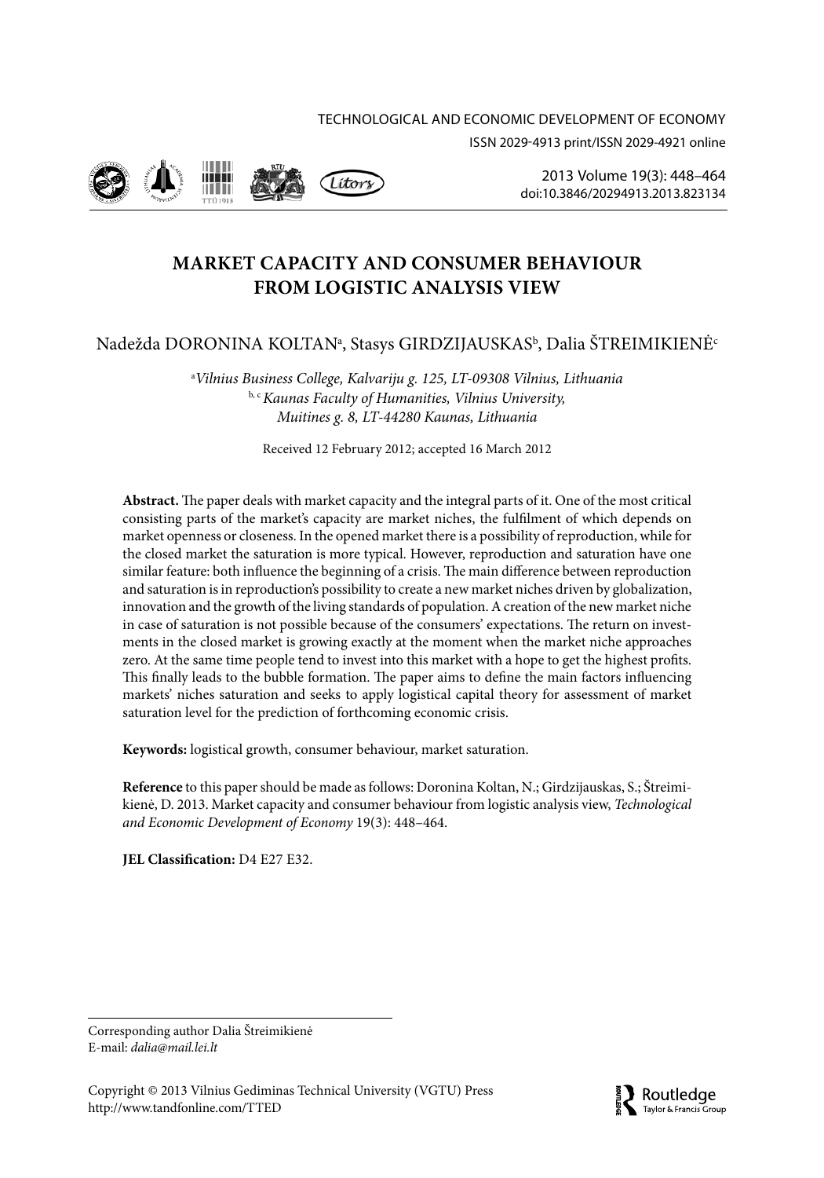# MARKET CAPACITY AND CONSUMER BEHAVIOUR FROM LOGISTIC ANALYSIS VIEW

Nadežda DORONINA KOLTAN[a], Stasys GIRDZIJAUSKAS[b], Dalia ŠTREIMIKIENĖ[c]

[a]*Vilnius Business College, Kalvariju g. 125, LT-09308 Vilnius, Lithuania*
[b, c]*Kaunas Faculty of Humanities, Vilnius University, Muitines g. 8, LT-44280 Kaunas, Lithuania*

Received 12 February 2012; accepted 16 March 2012

**Abstract.** The paper deals with market capacity and the integral parts of it. One of the most critical consisting parts of the market's capacity are market niches, the fulfilment of which depends on market openness or closeness. In the opened market there is a possibility of reproduction, while for the closed market the saturation is more typical. However, reproduction and saturation have one similar feature: both influence the beginning of a crisis. The main difference between reproduction and saturation is in reproduction's possibility to create a new market niches driven by globalization, innovation and the growth of the living standards of population. A creation of the new market niche in case of saturation is not possible because of the consumers' expectations. The return on investments in the closed market is growing exactly at the moment when the market niche approaches zero. At the same time people tend to invest into this market with a hope to get the highest profits. This finally leads to the bubble formation. The paper aims to define the main factors influencing markets' niches saturation and seeks to apply logistical capital theory for assessment of market saturation level for the prediction of forthcoming economic crisis.

**Keywords:** logistical growth, consumer behaviour, market saturation.

**Reference** to this paper should be made as follows: Doronina Koltan, N.; Girdzijauskas, S.; Štreimikienė, D. 2013. Market capacity and consumer behaviour from logistic analysis view, *Technological and Economic Development of Economy* 19(3): 448–464.

**JEL Classification:** D4 E27 E32.

---

Corresponding author Dalia Štreimikienė
E-mail: *dalia@mail.lei.lt*

Copyright © 2013 Vilnius Gediminas Technical University (VGTU) Press
http://www.tandfonline.com/TTED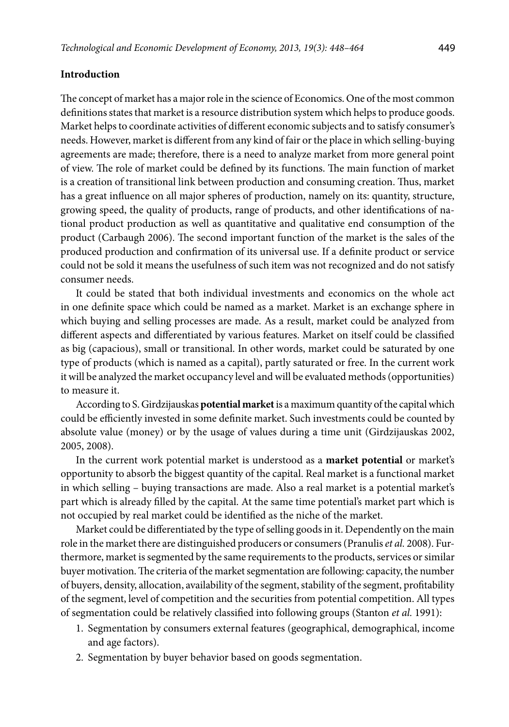## Introduction

The concept of market has a major role in the science of Economics. One of the most common definitions states that market is a resource distribution system which helps to produce goods. Market helps to coordinate activities of different economic subjects and to satisfy consumer's needs. However, market is different from any kind of fair or the place in which selling-buying agreements are made; therefore, there is a need to analyze market from more general point of view. The role of market could be defined by its functions. The main function of market is a creation of transitional link between production and consuming creation. Thus, market has a great influence on all major spheres of production, namely on its: quantity, structure, growing speed, the quality of products, range of products, and other identifications of national product production as well as quantitative and qualitative end consumption of the product (Carbaugh 2006). The second important function of the market is the sales of the produced production and confirmation of its universal use. If a definite product or service could not be sold it means the usefulness of such item was not recognized and do not satisfy consumer needs.

It could be stated that both individual investments and economics on the whole act in one definite space which could be named as a market. Market is an exchange sphere in which buying and selling processes are made. As a result, market could be analyzed from different aspects and differentiated by various features. Market on itself could be classified as big (capacious), small or transitional. In other words, market could be saturated by one type of products (which is named as a capital), partly saturated or free. In the current work it will be analyzed the market occupancy level and will be evaluated methods (opportunities) to measure it.

According to S. Girdzijauskas **potential market** is a maximum quantity of the capital which could be efficiently invested in some definite market. Such investments could be counted by absolute value (money) or by the usage of values during a time unit (Girdzijauskas 2002, 2005, 2008).

In the current work potential market is understood as a **market potential** or market's opportunity to absorb the biggest quantity of the capital. Real market is a functional market in which selling – buying transactions are made. Also a real market is a potential market's part which is already filled by the capital. At the same time potential's market part which is not occupied by real market could be identified as the niche of the market.

Market could be differentiated by the type of selling goods in it. Dependently on the main role in the market there are distinguished producers or consumers (Pranulis *et al.* 2008). Furthermore, market is segmented by the same requirements to the products, services or similar buyer motivation. The criteria of the market segmentation are following: capacity, the number of buyers, density, allocation, availability of the segment, stability of the segment, profitability of the segment, level of competition and the securities from potential competition. All types of segmentation could be relatively classified into following groups (Stanton *et al.* 1991):

1. Segmentation by consumers external features (geographical, demographical, income and age factors).
2. Segmentation by buyer behavior based on goods segmentation.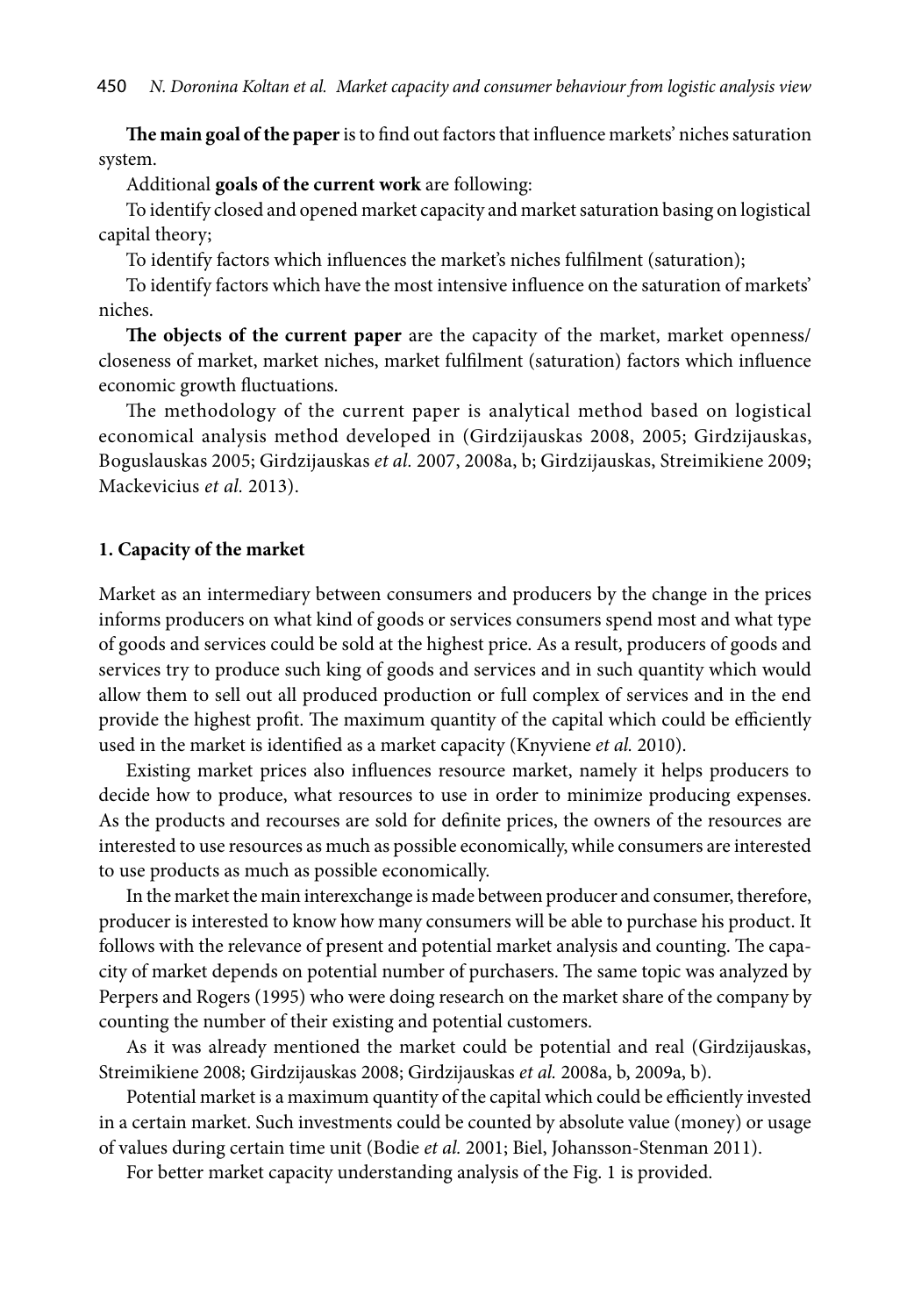**The main goal of the paper** is to find out factors that influence markets' niches saturation system.

Additional **goals of the current work** are following:

To identify closed and opened market capacity and market saturation basing on logistical capital theory;

To identify factors which influences the market's niches fulfilment (saturation);

To identify factors which have the most intensive influence on the saturation of markets' niches.

**The objects of the current paper** are the capacity of the market, market openness/closeness of market, market niches, market fulfilment (saturation) factors which influence economic growth fluctuations.

The methodology of the current paper is analytical method based on logistical economical analysis method developed in (Girdzijauskas 2008, 2005; Girdzijauskas, Boguslauskas 2005; Girdzijauskas *et al.* 2007, 2008a, b; Girdzijauskas, Streimikiene 2009; Mackevicius *et al.* 2013).

## 1. Capacity of the market

Market as an intermediary between consumers and producers by the change in the prices informs producers on what kind of goods or services consumers spend most and what type of goods and services could be sold at the highest price. As a result, producers of goods and services try to produce such king of goods and services and in such quantity which would allow them to sell out all produced production or full complex of services and in the end provide the highest profit. The maximum quantity of the capital which could be efficiently used in the market is identified as a market capacity (Knyviene *et al.* 2010).

Existing market prices also influences resource market, namely it helps producers to decide how to produce, what resources to use in order to minimize producing expenses. As the products and recourses are sold for definite prices, the owners of the resources are interested to use resources as much as possible economically, while consumers are interested to use products as much as possible economically.

In the market the main interexchange is made between producer and consumer, therefore, producer is interested to know how many consumers will be able to purchase his product. It follows with the relevance of present and potential market analysis and counting. The capacity of market depends on potential number of purchasers. The same topic was analyzed by Perpers and Rogers (1995) who were doing research on the market share of the company by counting the number of their existing and potential customers.

As it was already mentioned the market could be potential and real (Girdzijauskas, Streimikiene 2008; Girdzijauskas 2008; Girdzijauskas *et al.* 2008a, b, 2009a, b).

Potential market is a maximum quantity of the capital which could be efficiently invested in a certain market. Such investments could be counted by absolute value (money) or usage of values during certain time unit (Bodie *et al.* 2001; Biel, Johansson-Stenman 2011).

For better market capacity understanding analysis of the Fig. 1 is provided.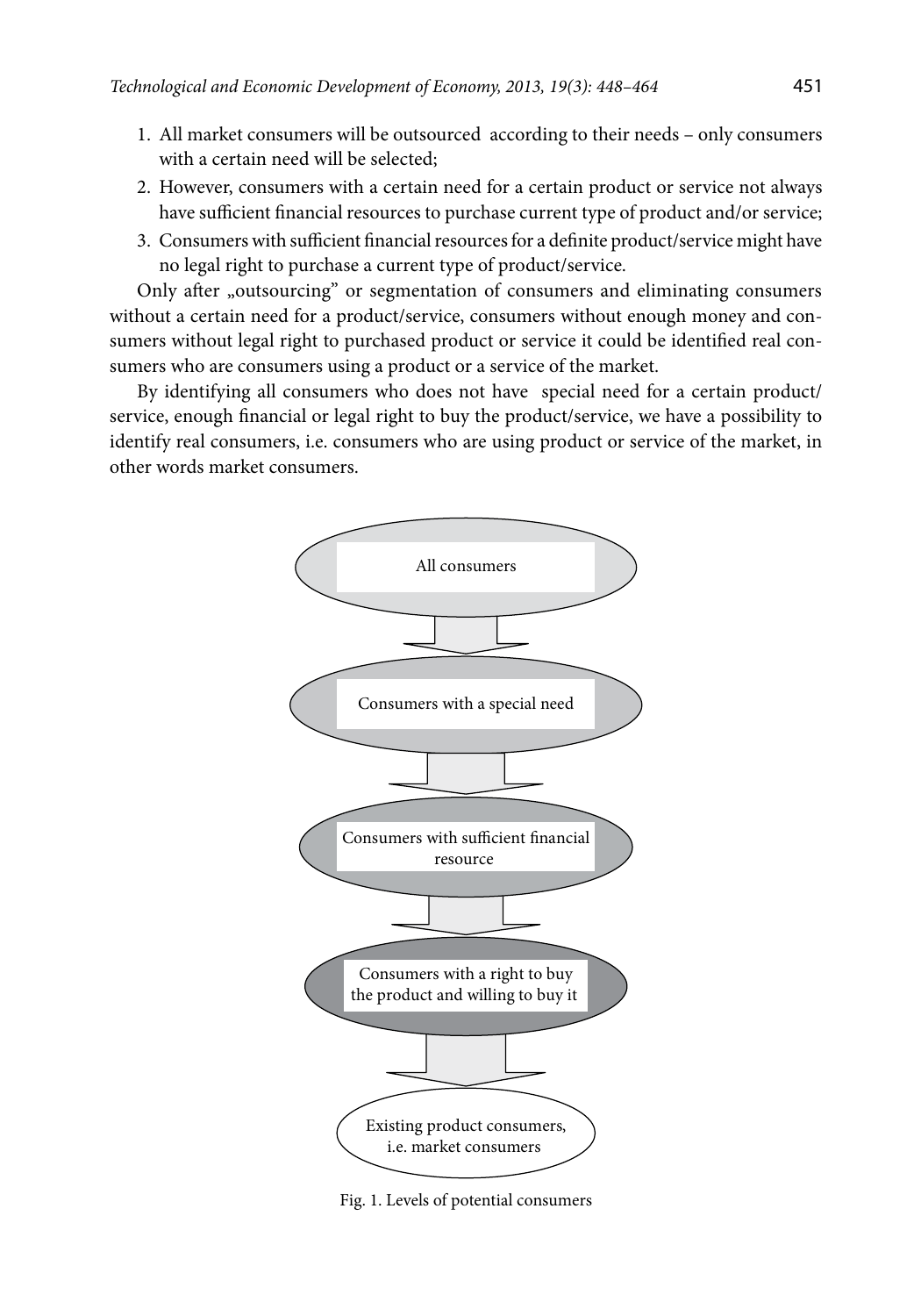1. All market consumers will be outsourced according to their needs – only consumers with a certain need will be selected;
2. However, consumers with a certain need for a certain product or service not always have sufficient financial resources to purchase current type of product and/or service;
3. Consumers with sufficient financial resources for a definite product/service might have no legal right to purchase a current type of product/service.

Only after „outsourcing" or segmentation of consumers and eliminating consumers without a certain need for a product/service, consumers without enough money and consumers without legal right to purchased product or service it could be identified real consumers who are consumers using a product or a service of the market.

By identifying all consumers who does not have special need for a certain product/service, enough financial or legal right to buy the product/service, we have a possibility to identify real consumers, i.e. consumers who are using product or service of the market, in other words market consumers.

All consumers

↓

Consumers with a special need

↓

Consumers with sufficient financial resource

↓

Consumers with a right to buy the product and willing to buy it

↓

Existing product consumers, i.e. market consumers

Fig. 1. Levels of potential consumers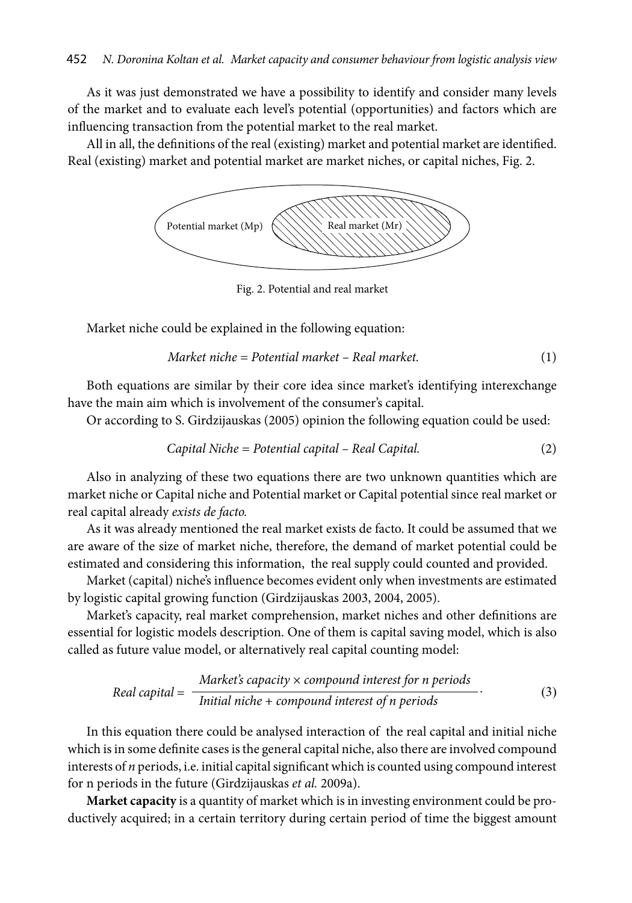As it was just demonstrated we have a possibility to identify and consider many levels of the market and to evaluate each level's potential (opportunities) and factors which are influencing transaction from the potential market to the real market.

All in all, the definitions of the real (existing) market and potential market are identified. Real (existing) market and potential market are market niches, or capital niches, Fig. 2.

Potential market (Mp) Real market (Mr)

Fig. 2. Potential and real market

Market niche could be explained in the following equation:

$$\textit{Market niche} = \textit{Potential market} - \textit{Real market}. \tag{1}$$

Both equations are similar by their core idea since market's identifying interexchange have the main aim which is involvement of the consumer's capital.

Or according to S. Girdzijauskas (2005) opinion the following equation could be used:

$$\textit{Capital Niche} = \textit{Potential capital} - \textit{Real Capital}. \tag{2}$$

Also in analyzing of these two equations there are two unknown quantities which are market niche or Capital niche and Potential market or Capital potential since real market or real capital already *exists de facto.*

As it was already mentioned the real market exists de facto. It could be assumed that we are aware of the size of market niche, therefore, the demand of market potential could be estimated and considering this information, the real supply could counted and provided.

Market (capital) niche's influence becomes evident only when investments are estimated by logistic capital growing function (Girdzijauskas 2003, 2004, 2005).

Market's capacity, real market comprehension, market niches and other definitions are essential for logistic models description. One of them is capital saving model, which is also called as future value model, or alternatively real capital counting model:

$$\textit{Real capital} = \frac{\textit{Market's capacity} \times \textit{compound interest for n periods}}{\textit{Initial niche} + \textit{compound interest of n periods}}. \tag{3}$$

In this equation there could be analysed interaction of the real capital and initial niche which is in some definite cases is the general capital niche, also there are involved compound interests of $n$ periods, i.e. initial capital significant which is counted using compound interest for n periods in the future (Girdzijauskas *et al.* 2009a).

**Market capacity** is a quantity of market which is in investing environment could be productively acquired; in a certain territory during certain period of time the biggest amount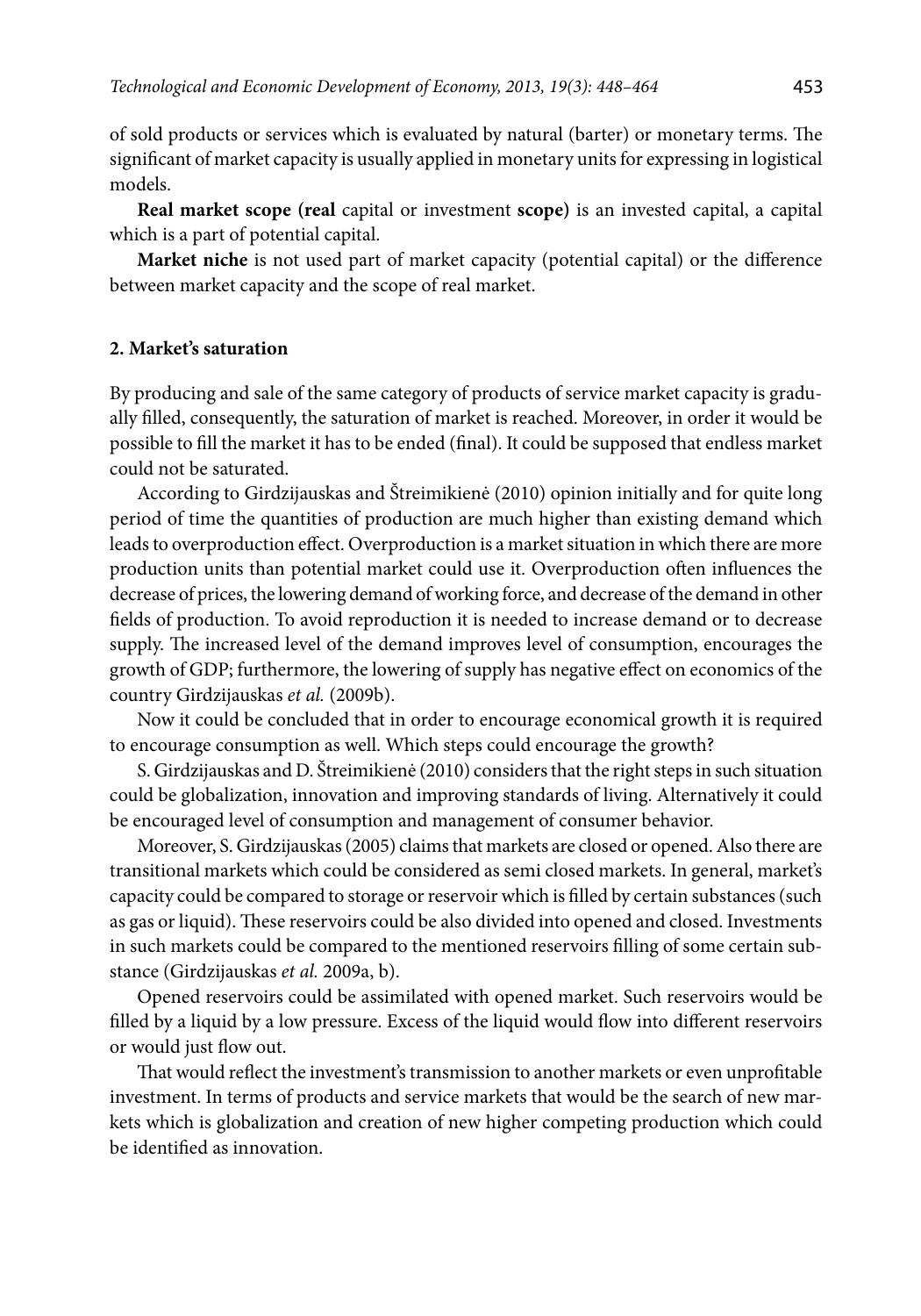of sold products or services which is evaluated by natural (barter) or monetary terms. The significant of market capacity is usually applied in monetary units for expressing in logistical models.

**Real market scope (real** capital or investment **scope)** is an invested capital, a capital which is a part of potential capital.

**Market niche** is not used part of market capacity (potential capital) or the difference between market capacity and the scope of real market.

## 2. Market's saturation

By producing and sale of the same category of products of service market capacity is gradually filled, consequently, the saturation of market is reached. Moreover, in order it would be possible to fill the market it has to be ended (final). It could be supposed that endless market could not be saturated.

According to Girdzijauskas and Štreimikienė (2010) opinion initially and for quite long period of time the quantities of production are much higher than existing demand which leads to overproduction effect. Overproduction is a market situation in which there are more production units than potential market could use it. Overproduction often influences the decrease of prices, the lowering demand of working force, and decrease of the demand in other fields of production. To avoid reproduction it is needed to increase demand or to decrease supply. The increased level of the demand improves level of consumption, encourages the growth of GDP; furthermore, the lowering of supply has negative effect on economics of the country Girdzijauskas *et al.* (2009b).

Now it could be concluded that in order to encourage economical growth it is required to encourage consumption as well. Which steps could encourage the growth?

S. Girdzijauskas and D. Štreimikienė (2010) considers that the right steps in such situation could be globalization, innovation and improving standards of living. Alternatively it could be encouraged level of consumption and management of consumer behavior.

Moreover, S. Girdzijauskas (2005) claims that markets are closed or opened. Also there are transitional markets which could be considered as semi closed markets. In general, market's capacity could be compared to storage or reservoir which is filled by certain substances (such as gas or liquid). These reservoirs could be also divided into opened and closed. Investments in such markets could be compared to the mentioned reservoirs filling of some certain substance (Girdzijauskas *et al.* 2009a, b).

Opened reservoirs could be assimilated with opened market. Such reservoirs would be filled by a liquid by a low pressure. Excess of the liquid would flow into different reservoirs or would just flow out.

That would reflect the investment's transmission to another markets or even unprofitable investment. In terms of products and service markets that would be the search of new markets which is globalization and creation of new higher competing production which could be identified as innovation.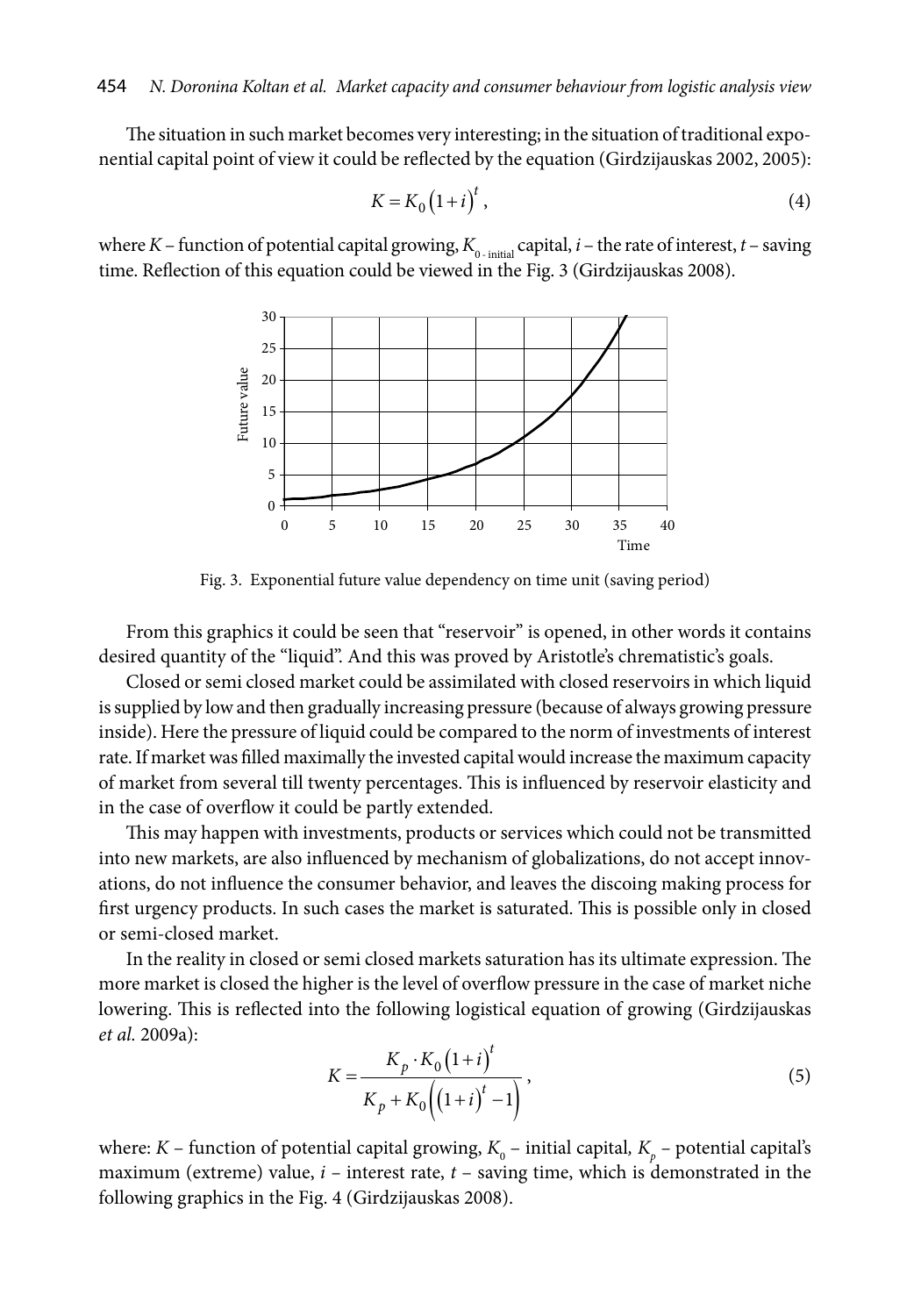The situation in such market becomes very interesting; in the situation of traditional exponential capital point of view it could be reflected by the equation (Girdzijauskas 2002, 2005):

$$K = K_0 \left(1+i\right)^t , \tag{4}$$

where $K$ – function of potential capital growing, $K_{0\text{ - initial}}$ capital, $i$ – the rate of interest, $t$ – saving time. Reflection of this equation could be viewed in the Fig. 3 (Girdzijauskas 2008).

Fig. 3. Exponential future value dependency on time unit (saving period)

From this graphics it could be seen that "reservoir" is opened, in other words it contains desired quantity of the "liquid". And this was proved by Aristotle's chrematistic's goals.

Closed or semi closed market could be assimilated with closed reservoirs in which liquid is supplied by low and then gradually increasing pressure (because of always growing pressure inside). Here the pressure of liquid could be compared to the norm of investments of interest rate. If market was filled maximally the invested capital would increase the maximum capacity of market from several till twenty percentages. This is influenced by reservoir elasticity and in the case of overflow it could be partly extended.

This may happen with investments, products or services which could not be transmitted into new markets, are also influenced by mechanism of globalizations, do not accept innovations, do not influence the consumer behavior, and leaves the discoing making process for first urgency products. In such cases the market is saturated. This is possible only in closed or semi-closed market.

In the reality in closed or semi closed markets saturation has its ultimate expression. The more market is closed the higher is the level of overflow pressure in the case of market niche lowering. This is reflected into the following logistical equation of growing (Girdzijauskas *et al.* 2009a):

$$K = \frac{K_p \cdot K_0 \left(1+i\right)^t}{K_p + K_0 \left( \left(1+i\right)^t - 1 \right)} , \tag{5}$$

where: $K$ – function of potential capital growing, $K_0$ – initial capital, $K_p$ – potential capital's maximum (extreme) value, $i$ – interest rate, $t$ – saving time, which is demonstrated in the following graphics in the Fig. 4 (Girdzijauskas 2008).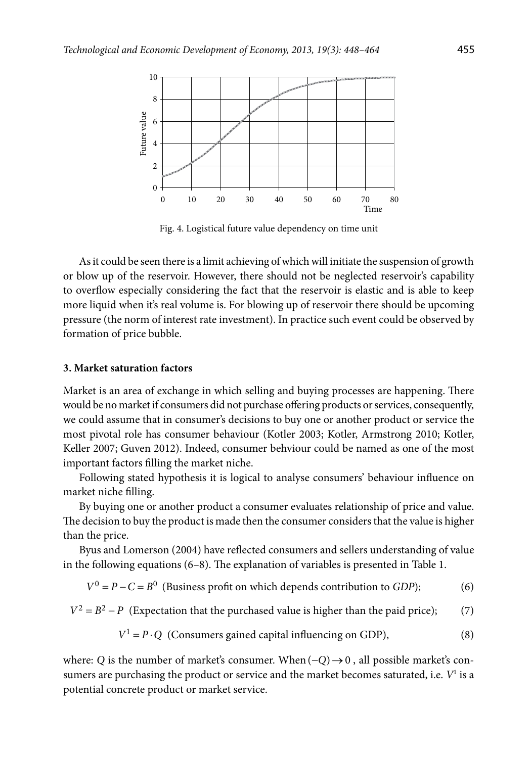Fig. 4. Logistical future value dependency on time unit

As it could be seen there is a limit achieving of which will initiate the suspension of growth or blow up of the reservoir. However, there should not be neglected reservoir's capability to overflow especially considering the fact that the reservoir is elastic and is able to keep more liquid when it's real volume is. For blowing up of reservoir there should be upcoming pressure (the norm of interest rate investment). In practice such event could be observed by formation of price bubble.

### 3. Market saturation factors

Market is an area of exchange in which selling and buying processes are happening. There would be no market if consumers did not purchase offering products or services, consequently, we could assume that in consumer's decisions to buy one or another product or service the most pivotal role has consumer behaviour (Kotler 2003; Kotler, Armstrong 2010; Kotler, Keller 2007; Guven 2012). Indeed, consumer behviour could be named as one of the most important factors filling the market niche.

Following stated hypothesis it is logical to analyse consumers' behaviour influence on market niche filling.

By buying one or another product a consumer evaluates relationship of price and value. The decision to buy the product is made then the consumer considers that the value is higher than the price.

Byus and Lomerson (2004) have reflected consumers and sellers understanding of value in the following equations (6–8). The explanation of variables is presented in Table 1.

$$V^0 = P - C = B^0 \text{ (Business profit on which depends contribution to } GDP\text{);} \quad (6)$$

$$V^2 = B^2 - P \text{ (Expectation that the purchased value is higher than the paid price);} \quad (7)$$

$$V^1 = P \cdot Q \text{ (Consumers gained capital influencing on GDP),} \quad (8)$$

where: $Q$ is the number of market's consumer. When $(-Q) \to 0$, all possible market's consumers are purchasing the product or service and the market becomes saturated, i.e. $V^1$ is a potential concrete product or market service.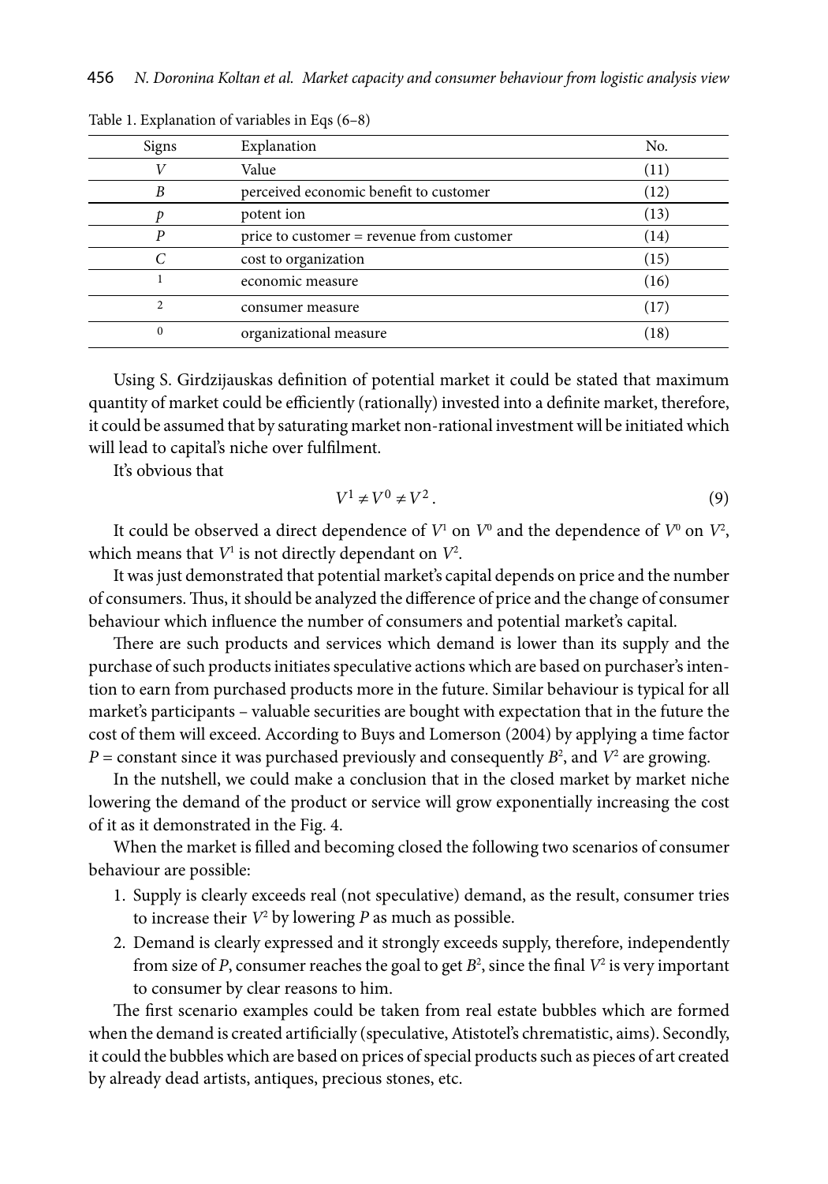Table 1. Explanation of variables in Eqs (6–8)

| Signs | Explanation | No. |
|---|---|---|
| $V$ | Value | (11) |
| $B$ | perceived economic benefit to customer | (12) |
| $p$ | potent ion | (13) |
| $P$ | price to customer = revenue from customer | (14) |
| $C$ | cost to organization | (15) |
| $^1$ | economic measure | (16) |
| $^2$ | consumer measure | (17) |
| $^0$ | organizational measure | (18) |

Using S. Girdzijauskas definition of potential market it could be stated that maximum quantity of market could be efficiently (rationally) invested into a definite market, therefore, it could be assumed that by saturating market non-rational investment will be initiated which will lead to capital's niche over fulfilment.

It's obvious that

$$V^1 \neq V^0 \neq V^2 . \tag{9}$$

It could be observed a direct dependence of $V^1$ on $V^0$ and the dependence of $V^0$ on $V^2$, which means that $V^1$ is not directly dependant on $V^2$.

It was just demonstrated that potential market's capital depends on price and the number of consumers. Thus, it should be analyzed the difference of price and the change of consumer behaviour which influence the number of consumers and potential market's capital.

There are such products and services which demand is lower than its supply and the purchase of such products initiates speculative actions which are based on purchaser's intention to earn from purchased products more in the future. Similar behaviour is typical for all market's participants – valuable securities are bought with expectation that in the future the cost of them will exceed. According to Buys and Lomerson (2004) by applying a time factor $P$ = constant since it was purchased previously and consequently $B^2$, and $V^2$ are growing.

In the nutshell, we could make a conclusion that in the closed market by market niche lowering the demand of the product or service will grow exponentially increasing the cost of it as it demonstrated in the Fig. 4.

When the market is filled and becoming closed the following two scenarios of consumer behaviour are possible:

1. Supply is clearly exceeds real (not speculative) demand, as the result, consumer tries to increase their $V^2$ by lowering $P$ as much as possible.
2. Demand is clearly expressed and it strongly exceeds supply, therefore, independently from size of $P$, consumer reaches the goal to get $B^2$, since the final $V^2$ is very important to consumer by clear reasons to him.

The first scenario examples could be taken from real estate bubbles which are formed when the demand is created artificially (speculative, Atistotel's chrematistic, aims). Secondly, it could the bubbles which are based on prices of special products such as pieces of art created by already dead artists, antiques, precious stones, etc.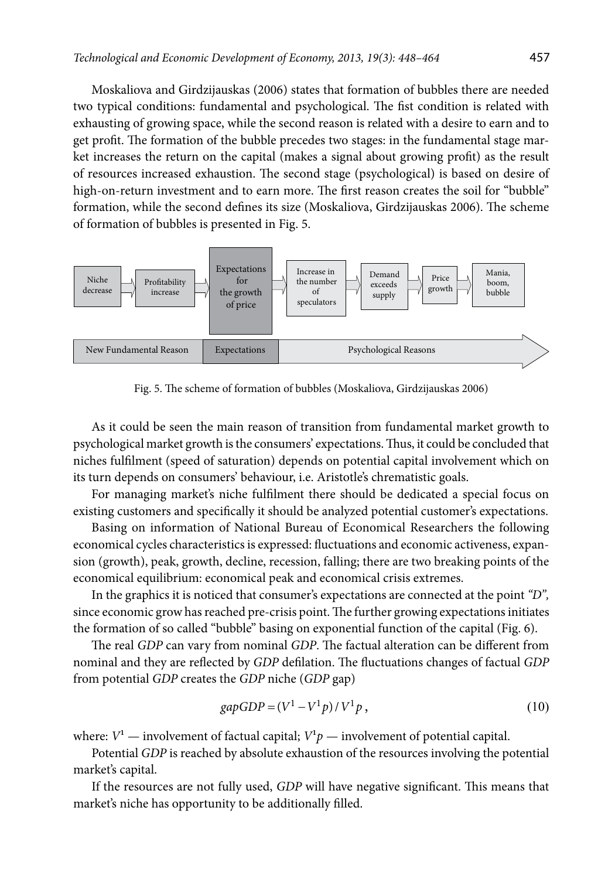Moskaliova and Girdzijauskas (2006) states that formation of bubbles there are needed two typical conditions: fundamental and psychological. The fist condition is related with exhausting of growing space, while the second reason is related with a desire to earn and to get profit. The formation of the bubble precedes two stages: in the fundamental stage market increases the return on the capital (makes a signal about growing profit) as the result of resources increased exhaustion. The second stage (psychological) is based on desire of high-on-return investment and to earn more. The first reason creates the soil for "bubble" formation, while the second defines its size (Moskaliova, Girdzijauskas 2006). The scheme of formation of bubbles is presented in Fig. 5.

Fig. 5. The scheme of formation of bubbles (Moskaliova, Girdzijauskas 2006)

As it could be seen the main reason of transition from fundamental market growth to psychological market growth is the consumers' expectations. Thus, it could be concluded that niches fulfilment (speed of saturation) depends on potential capital involvement which on its turn depends on consumers' behaviour, i.e. Aristotle's chrematistic goals.

For managing market's niche fulfilment there should be dedicated a special focus on existing customers and specifically it should be analyzed potential customer's expectations.

Basing on information of National Bureau of Economical Researchers the following economical cycles characteristics is expressed: fluctuations and economic activeness, expansion (growth), peak, growth, decline, recession, falling; there are two breaking points of the economical equilibrium: economical peak and economical crisis extremes.

In the graphics it is noticed that consumer's expectations are connected at the point *"D"*, since economic grow has reached pre-crisis point. The further growing expectations initiates the formation of so called "bubble" basing on exponential function of the capital (Fig. 6).

The real *GDP* can vary from nominal *GDP*. The factual alteration can be different from nominal and they are reflected by *GDP* defilation. The fluctuations changes of factual *GDP* from potential *GDP* creates the *GDP* niche (*GDP* gap)

$$gapGDP = (V^1 - V^1 p) / V^1 p\,, \tag{10}$$

where: $V^1$ — involvement of factual capital; $V^1 p$ — involvement of potential capital.

Potential *GDP* is reached by absolute exhaustion of the resources involving the potential market's capital.

If the resources are not fully used, *GDP* will have negative significant. This means that market's niche has opportunity to be additionally filled.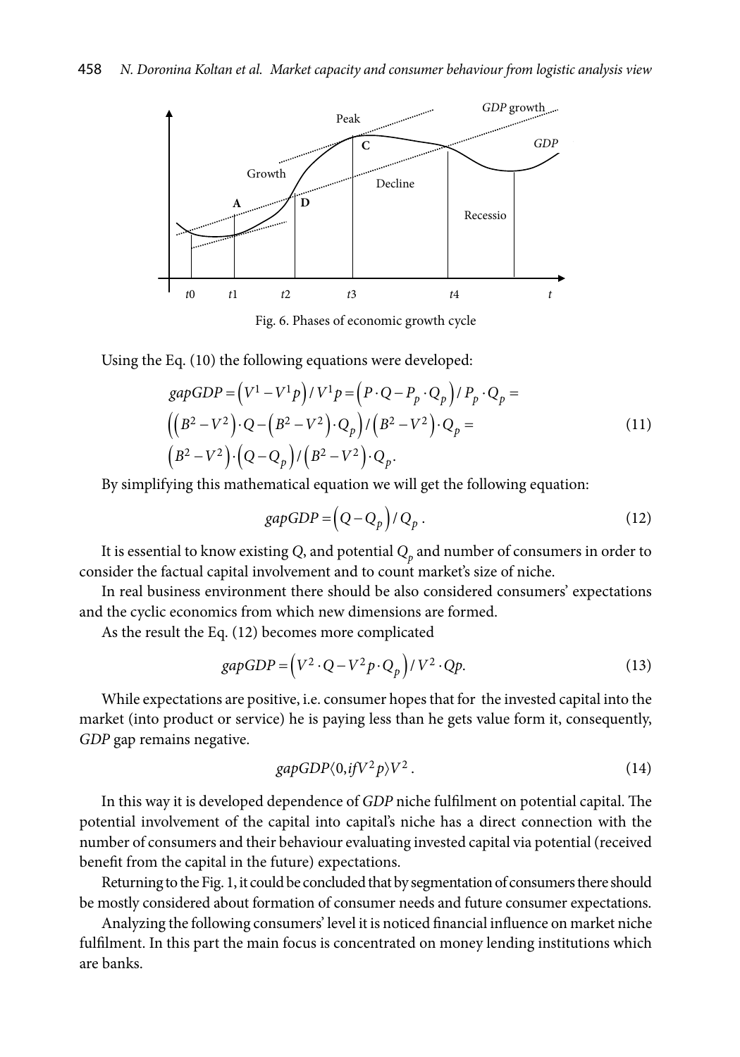Fig. 6. Phases of economic growth cycle

Using the Eq. (10) the following equations were developed:

$$gapGDP = \left(V^1 - V^1 p\right) / V^1 p = \left(P \cdot Q - P_p \cdot Q_p\right) / P_p \cdot Q_p =$$
$$\left(\left(B^2 - V^2\right) \cdot Q - \left(B^2 - V^2\right) \cdot Q_p\right) / \left(B^2 - V^2\right) \cdot Q_p = \tag{11}$$
$$\left(B^2 - V^2\right) \cdot \left(Q - Q_p\right) / \left(B^2 - V^2\right) \cdot Q_p.$$

By simplifying this mathematical equation we will get the following equation:

$$gapGDP = \left(Q - Q_p\right) / Q_p \,. \tag{12}$$

It is essential to know existing $Q$, and potential $Q_p$ and number of consumers in order to consider the factual capital involvement and to count market's size of niche.

In real business environment there should be also considered consumers' expectations and the cyclic economics from which new dimensions are formed.

As the result the Eq. (12) becomes more complicated

$$gapGDP = \left(V^2 \cdot Q - V^2 p \cdot Q_p\right) / V^2 \cdot Qp. \tag{13}$$

While expectations are positive, i.e. consumer hopes that for the invested capital into the market (into product or service) he is paying less than he gets value form it, consequently, *GDP* gap remains negative.

$$gapGDP \langle 0, if V^2 p \rangle V^2 \,. \tag{14}$$

In this way it is developed dependence of *GDP* niche fulfilment on potential capital. The potential involvement of the capital into capital's niche has a direct connection with the number of consumers and their behaviour evaluating invested capital via potential (received benefit from the capital in the future) expectations.

Returning to the Fig. 1, it could be concluded that by segmentation of consumers there should be mostly considered about formation of consumer needs and future consumer expectations.

Analyzing the following consumers' level it is noticed financial influence on market niche fulfilment. In this part the main focus is concentrated on money lending institutions which are banks.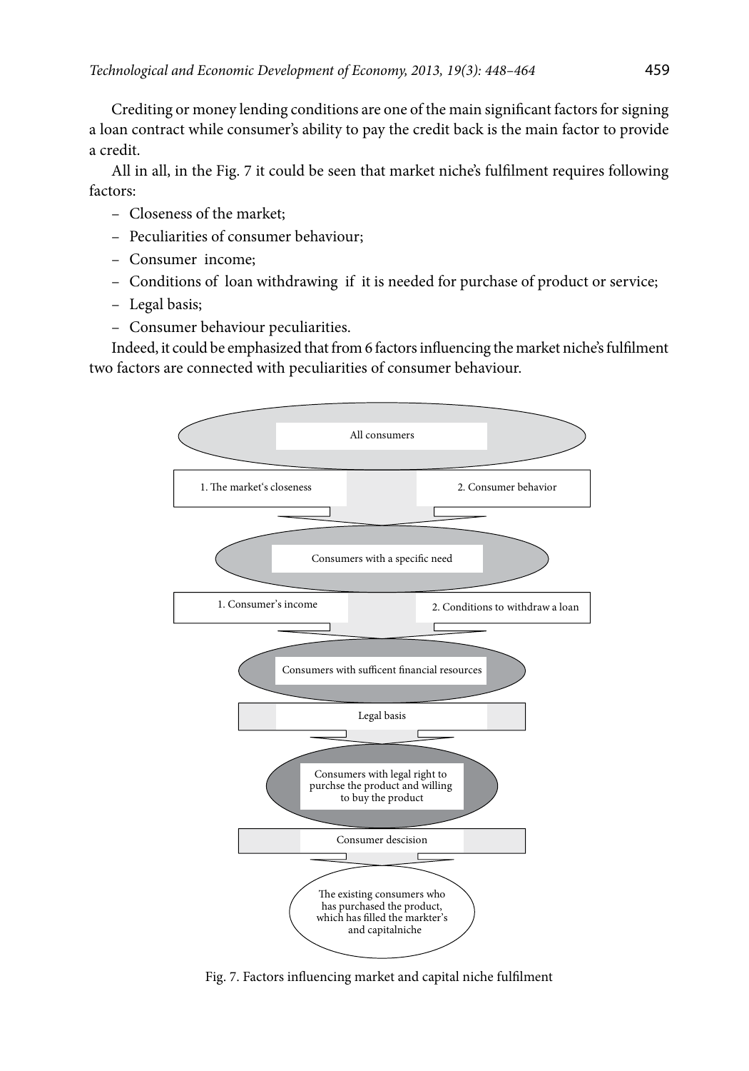Crediting or money lending conditions are one of the main significant factors for signing a loan contract while consumer's ability to pay the credit back is the main factor to provide a credit.

All in all, in the Fig. 7 it could be seen that market niche's fulfilment requires following factors:

- Closeness of the market;
- Peculiarities of consumer behaviour;
- Consumer income;
- Conditions of loan withdrawing if it is needed for purchase of product or service;
- Legal basis;
- Consumer behaviour peculiarities.

Indeed, it could be emphasized that from 6 factors influencing the market niche's fulfilment two factors are connected with peculiarities of consumer behaviour.

All consumers

1. The market's closeness

2. Consumer behavior

Consumers with a specific need

1. Consumer's income

2. Conditions to withdraw a loan

Consumers with sufficent financial resources

Legal basis

Consumers with legal right to purchse the product and willing to buy the product

Consumer descision

The existing consumers who has purchased the product, which has filled the markter's and capitalniche

Fig. 7. Factors influencing market and capital niche fulfilment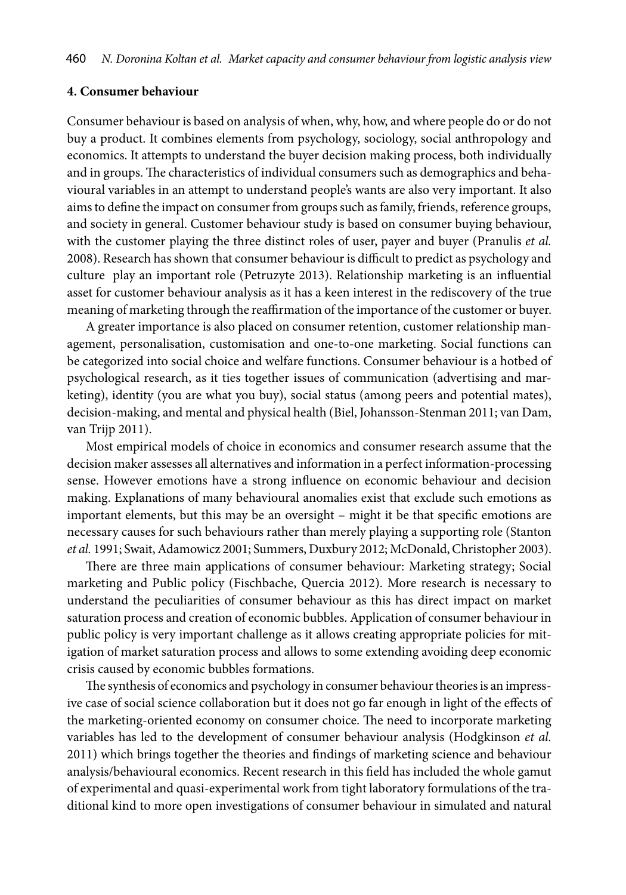## 4. Consumer behaviour

Consumer behaviour is based on analysis of when, why, how, and where people do or do not buy a product. It combines elements from psychology, sociology, social anthropology and economics. It attempts to understand the buyer decision making process, both individually and in groups. The characteristics of individual consumers such as demographics and behavioural variables in an attempt to understand people's wants are also very important. It also aims to define the impact on consumer from groups such as family, friends, reference groups, and society in general. Customer behaviour study is based on consumer buying behaviour, with the customer playing the three distinct roles of user, payer and buyer (Pranulis *et al.* 2008). Research has shown that consumer behaviour is difficult to predict as psychology and culture play an important role (Petruzyte 2013). Relationship marketing is an influential asset for customer behaviour analysis as it has a keen interest in the rediscovery of the true meaning of marketing through the reaffirmation of the importance of the customer or buyer.

A greater importance is also placed on consumer retention, customer relationship management, personalisation, customisation and one-to-one marketing. Social functions can be categorized into social choice and welfare functions. Consumer behaviour is a hotbed of psychological research, as it ties together issues of communication (advertising and marketing), identity (you are what you buy), social status (among peers and potential mates), decision-making, and mental and physical health (Biel, Johansson-Stenman 2011; van Dam, van Trijp 2011).

Most empirical models of choice in economics and consumer research assume that the decision maker assesses all alternatives and information in a perfect information-processing sense. However emotions have a strong influence on economic behaviour and decision making. Explanations of many behavioural anomalies exist that exclude such emotions as important elements, but this may be an oversight – might it be that specific emotions are necessary causes for such behaviours rather than merely playing a supporting role (Stanton *et al.* 1991; Swait, Adamowicz 2001; Summers, Duxbury 2012; McDonald, Christopher 2003).

There are three main applications of consumer behaviour: Marketing strategy; Social marketing and Public policy (Fischbache, Quercia 2012). More research is necessary to understand the peculiarities of consumer behaviour as this has direct impact on market saturation process and creation of economic bubbles. Application of consumer behaviour in public policy is very important challenge as it allows creating appropriate policies for mitigation of market saturation process and allows to some extending avoiding deep economic crisis caused by economic bubbles formations.

The synthesis of economics and psychology in consumer behaviour theories is an impressive case of social science collaboration but it does not go far enough in light of the effects of the marketing-oriented economy on consumer choice. The need to incorporate marketing variables has led to the development of consumer behaviour analysis (Hodgkinson *et al.* 2011) which brings together the theories and findings of marketing science and behaviour analysis/behavioural economics. Recent research in this field has included the whole gamut of experimental and quasi-experimental work from tight laboratory formulations of the traditional kind to more open investigations of consumer behaviour in simulated and natural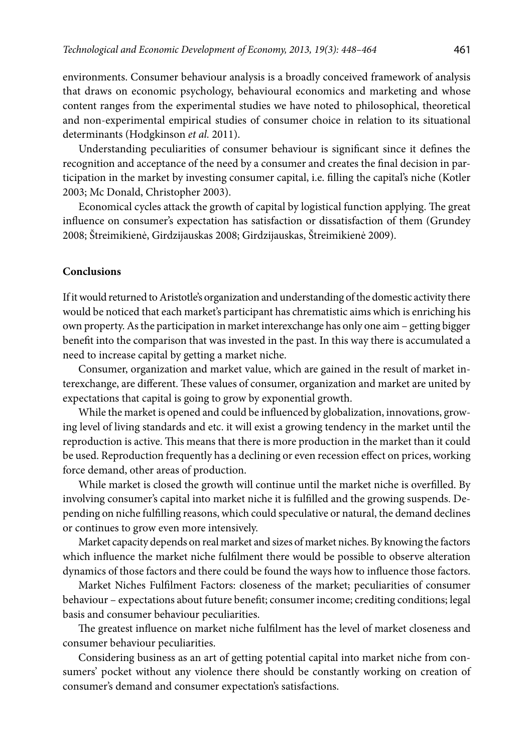environments. Consumer behaviour analysis is a broadly conceived framework of analysis that draws on economic psychology, behavioural economics and marketing and whose content ranges from the experimental studies we have noted to philosophical, theoretical and non-experimental empirical studies of consumer choice in relation to its situational determinants (Hodgkinson *et al.* 2011).

Understanding peculiarities of consumer behaviour is significant since it defines the recognition and acceptance of the need by a consumer and creates the final decision in participation in the market by investing consumer capital, i.e. filling the capital's niche (Kotler 2003; Mc Donald, Christopher 2003).

Economical cycles attack the growth of capital by logistical function applying. The great influence on consumer's expectation has satisfaction or dissatisfaction of them (Grundey 2008; Štreimikienė, Girdzijauskas 2008; Girdzijauskas, Štreimikienė 2009).

## Conclusions

If it would returned to Aristotle's organization and understanding of the domestic activity there would be noticed that each market's participant has chrematistic aims which is enriching his own property. As the participation in market interexchange has only one aim – getting bigger benefit into the comparison that was invested in the past. In this way there is accumulated a need to increase capital by getting a market niche.

Consumer, organization and market value, which are gained in the result of market interexchange, are different. These values of consumer, organization and market are united by expectations that capital is going to grow by exponential growth.

While the market is opened and could be influenced by globalization, innovations, growing level of living standards and etc. it will exist a growing tendency in the market until the reproduction is active. This means that there is more production in the market than it could be used. Reproduction frequently has a declining or even recession effect on prices, working force demand, other areas of production.

While market is closed the growth will continue until the market niche is overfilled. By involving consumer's capital into market niche it is fulfilled and the growing suspends. Depending on niche fulfilling reasons, which could speculative or natural, the demand declines or continues to grow even more intensively.

Market capacity depends on real market and sizes of market niches. By knowing the factors which influence the market niche fulfilment there would be possible to observe alteration dynamics of those factors and there could be found the ways how to influence those factors.

Market Niches Fulfilment Factors: closeness of the market; peculiarities of consumer behaviour – expectations about future benefit; consumer income; crediting conditions; legal basis and consumer behaviour peculiarities.

The greatest influence on market niche fulfilment has the level of market closeness and consumer behaviour peculiarities.

Considering business as an art of getting potential capital into market niche from consumers' pocket without any violence there should be constantly working on creation of consumer's demand and consumer expectation's satisfactions.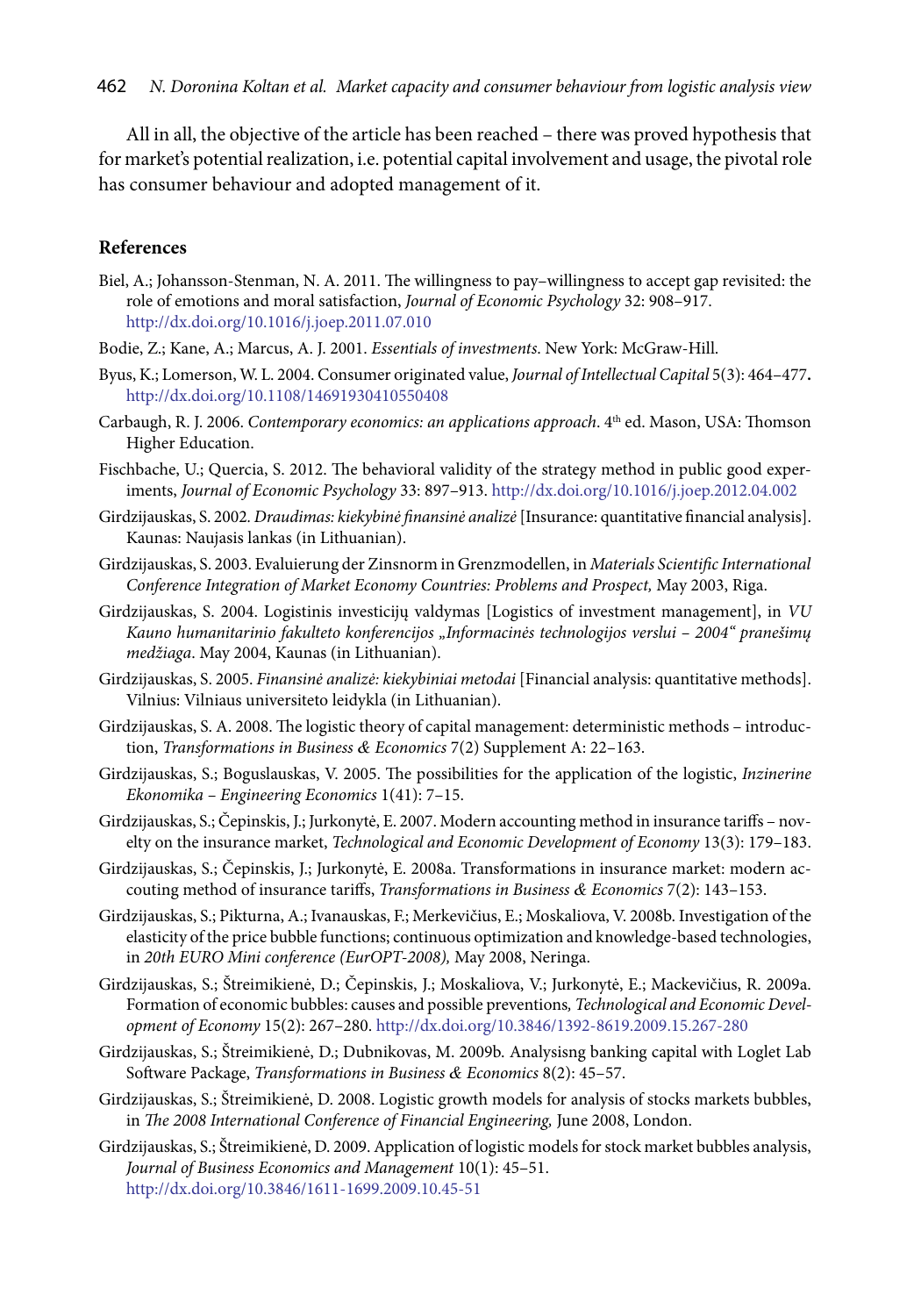All in all, the objective of the article has been reached – there was proved hypothesis that for market's potential realization, i.e. potential capital involvement and usage, the pivotal role has consumer behaviour and adopted management of it.

## References

Biel, A.; Johansson-Stenman, N. A. 2011. The willingness to pay–willingness to accept gap revisited: the role of emotions and moral satisfaction, *Journal of Economic Psychology* 32: 908–917. http://dx.doi.org/10.1016/j.joep.2011.07.010

Bodie, Z.; Kane, A.; Marcus, A. J. 2001. *Essentials of investments*. New York: McGraw-Hill.

Byus, K.; Lomerson, W. L. 2004. Consumer originated value, *Journal of Intellectual Capital* 5(3): 464–477**.** http://dx.doi.org/10.1108/14691930410550408

Carbaugh, R. J. 2006. *Contemporary economics: an applications approach*. 4th ed. Mason, USA: Thomson Higher Education.

Fischbache, U.; Quercia, S. 2012. The behavioral validity of the strategy method in public good experiments, *Journal of Economic Psychology* 33: 897–913. http://dx.doi.org/10.1016/j.joep.2012.04.002

Girdzijauskas, S. 2002. *Draudimas: kiekybinė finansinė analizė* [Insurance: quantitative financial analysis]. Kaunas: Naujasis lankas (in Lithuanian).

Girdzijauskas, S. 2003. Evaluierung der Zinsnorm in Grenzmodellen, in *Materials Scientific International Conference Integration of Market Economy Countries: Problems and Prospect,* May 2003, Riga.

Girdzijauskas, S. 2004. Logistinis investicijų valdymas [Logistics of investment management], in *VU Kauno humanitarinio fakulteto konferencijos „Informacinės technologijos verslui – 2004" pranešimų medžiaga*. May 2004, Kaunas (in Lithuanian).

Girdzijauskas, S. 2005. *Finansinė analizė: kiekybiniai metodai* [Financial analysis: quantitative methods]. Vilnius: Vilniaus universiteto leidykla (in Lithuanian).

Girdzijauskas, S. A. 2008. The logistic theory of capital management: deterministic methods – introduction, *Transformations in Business & Economics* 7(2) Supplement A: 22–163.

Girdzijauskas, S.; Boguslauskas, V. 2005. The possibilities for the application of the logistic, *Inzinerine Ekonomika – Engineering Economics* 1(41): 7–15.

Girdzijauskas, S.; Čepinskis, J.; Jurkonytė, E. 2007. Modern accounting method in insurance tariffs – novelty on the insurance market, *Technological and Economic Development of Economy* 13(3): 179–183.

Girdzijauskas, S.; Čepinskis, J.; Jurkonytė, E. 2008a. Transformations in insurance market: modern accouting method of insurance tariffs, *Transformations in Business & Economics* 7(2): 143–153.

Girdzijauskas, S.; Pikturna, A.; Ivanauskas, F.; Merkevičius, E.; Moskaliova, V. 2008b. Investigation of the elasticity of the price bubble functions; continuous optimization and knowledge-based technologies, in *20th EURO Mini conference (EurOPT-2008),* May 2008, Neringa.

Girdzijauskas, S.; Štreimikienė, D.; Čepinskis, J.; Moskaliova, V.; Jurkonytė, E.; Mackevičius, R. 2009a. Formation of economic bubbles: causes and possible preventions*, Technological and Economic Development of Economy* 15(2): 267–280. http://dx.doi.org/10.3846/1392-8619.2009.15.267-280

Girdzijauskas, S.; Štreimikienė, D.; Dubnikovas, M. 2009b. Analysisng banking capital with Loglet Lab Software Package, *Transformations in Business & Economics* 8(2): 45–57.

Girdzijauskas, S.; Štreimikienė, D. 2008. Logistic growth models for analysis of stocks markets bubbles, in *The 2008 International Conference of Financial Engineering,* June 2008, London.

Girdzijauskas, S.; Štreimikienė, D. 2009. Application of logistic models for stock market bubbles analysis, *Journal of Business Economics and Management* 10(1): 45–51. http://dx.doi.org/10.3846/1611-1699.2009.10.45-51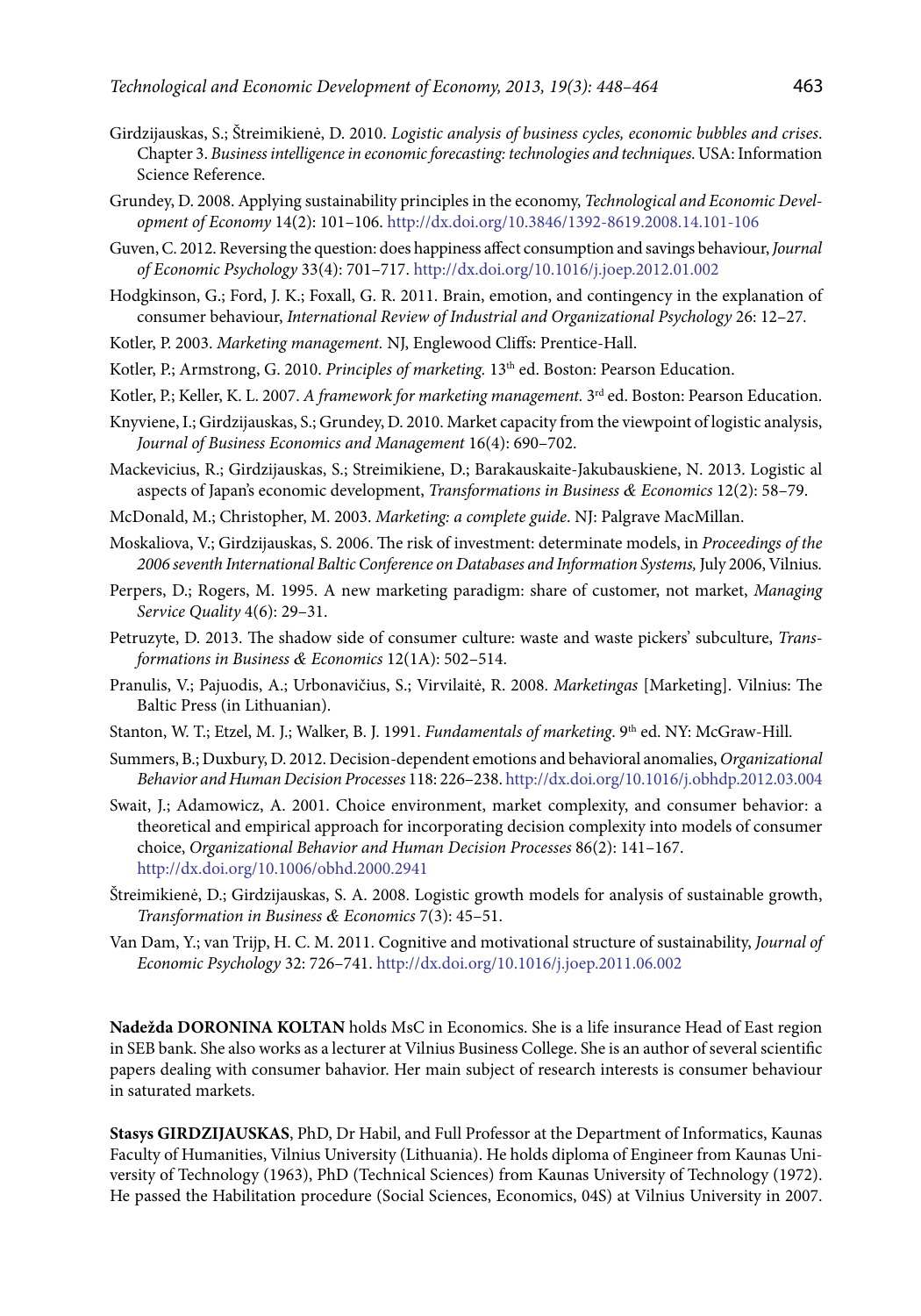Girdzijauskas, S.; Štreimikienė, D. 2010. *Logistic analysis of business cycles, economic bubbles and crises*. Chapter 3. *Business intelligence in economic forecasting: technologies and techniques*. USA: Information Science Reference.

Grundey, D. 2008. Applying sustainability principles in the economy, *Technological and Economic Development of Economy* 14(2): 101–106. http://dx.doi.org/10.3846/1392-8619.2008.14.101-106

Guven, C. 2012. Reversing the question: does happiness affect consumption and savings behaviour, *Journal of Economic Psychology* 33(4): 701–717. http://dx.doi.org/10.1016/j.joep.2012.01.002

Hodgkinson, G.; Ford, J. K.; Foxall, G. R. 2011. Brain, emotion, and contingency in the explanation of consumer behaviour, *International Review of Industrial and Organizational Psychology* 26: 12–27.

Kotler, P. 2003. *Marketing management.* NJ, Englewood Cliffs: Prentice-Hall.

Kotler, P.; Armstrong, G. 2010. *Principles of marketing.* 13th ed. Boston: Pearson Education.

Kotler, P.; Keller, K. L. 2007. *A framework for marketing management.* 3rd ed. Boston: Pearson Education.

Knyviene, I.; Girdzijauskas, S.; Grundey, D. 2010. Market capacity from the viewpoint of logistic analysis, *Journal of Business Economics and Management* 16(4): 690–702.

Mackevicius, R.; Girdzijauskas, S.; Streimikiene, D.; Barakauskaite-Jakubauskiene, N. 2013. Logistic al aspects of Japan's economic development, *Transformations in Business & Economics* 12(2): 58–79.

McDonald, M.; Christopher, M. 2003. *Marketing: a complete guide*. NJ: Palgrave MacMillan.

Moskaliova, V.; Girdzijauskas, S. 2006. The risk of investment: determinate models, in *Proceedings of the 2006 seventh International Baltic Conference on Databases and Information Systems,* July 2006, Vilnius.

Perpers, D.; Rogers, M. 1995. A new marketing paradigm: share of customer, not market, *Managing Service Quality* 4(6): 29–31.

Petruzyte, D. 2013. The shadow side of consumer culture: waste and waste pickers' subculture, *Transformations in Business & Economics* 12(1A): 502–514.

Pranulis, V.; Pajuodis, A.; Urbonavičius, S.; Virvilaitė, R. 2008. *Marketingas* [Marketing]. Vilnius: The Baltic Press (in Lithuanian).

Stanton, W. T.; Etzel, M. J.; Walker, B. J. 1991. *Fundamentals of marketing*. 9th ed. NY: McGraw-Hill.

Summers, B.; Duxbury, D. 2012. Decision-dependent emotions and behavioral anomalies, *Organizational Behavior and Human Decision Processes* 118: 226–238. http://dx.doi.org/10.1016/j.obhdp.2012.03.004

Swait, J.; Adamowicz, A. 2001. Choice environment, market complexity, and consumer behavior: a theoretical and empirical approach for incorporating decision complexity into models of consumer choice, *Organizational Behavior and Human Decision Processes* 86(2): 141–167. http://dx.doi.org/10.1006/obhd.2000.2941

Štreimikienė, D.; Girdzijauskas, S. A. 2008. Logistic growth models for analysis of sustainable growth, *Transformation in Business & Economics* 7(3): 45–51.

Van Dam, Y.; van Trijp, H. C. M. 2011. Cognitive and motivational structure of sustainability, *Journal of Economic Psychology* 32: 726–741. http://dx.doi.org/10.1016/j.joep.2011.06.002

**Nadežda DORONINA KOLTAN** holds MsC in Economics. She is a life insurance Head of East region in SEB bank. She also works as a lecturer at Vilnius Business College. She is an author of several scientific papers dealing with consumer bahavior. Her main subject of research interests is consumer behaviour in saturated markets.

**Stasys GIRDZIJAUSKAS**, PhD, Dr Habil, and Full Professor at the Department of Informatics, Kaunas Faculty of Humanities, Vilnius University (Lithuania). He holds diploma of Engineer from Kaunas University of Technology (1963), PhD (Technical Sciences) from Kaunas University of Technology (1972). He passed the Habilitation procedure (Social Sciences, Economics, 04S) at Vilnius University in 2007.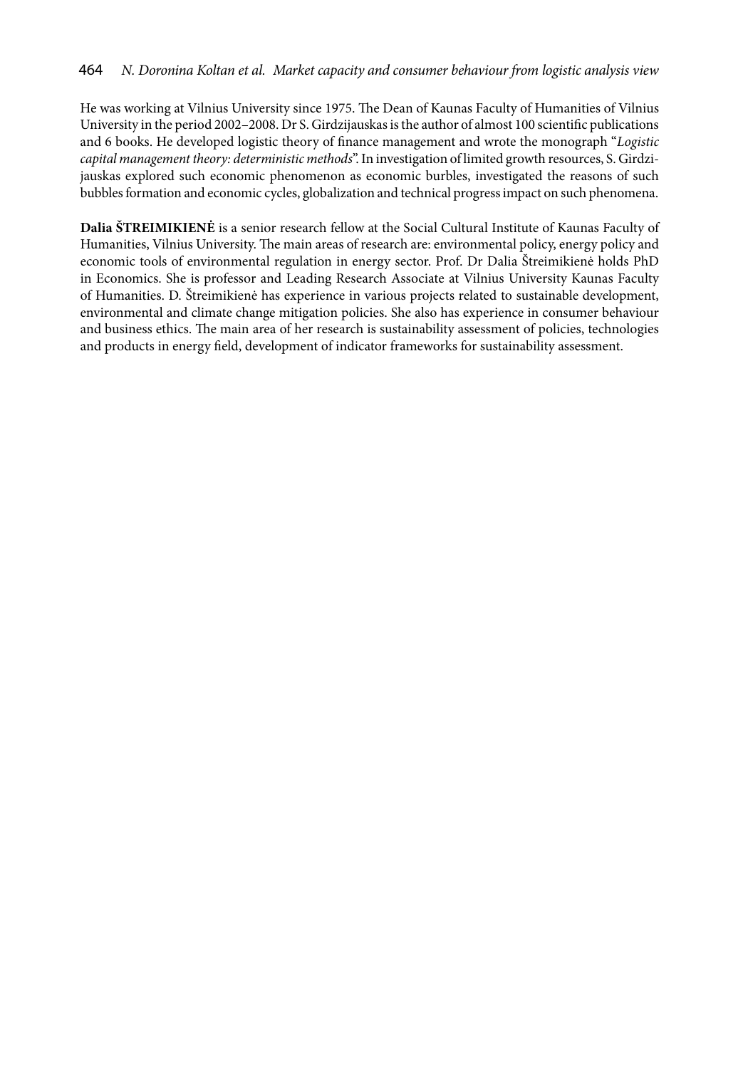He was working at Vilnius University since 1975. The Dean of Kaunas Faculty of Humanities of Vilnius University in the period 2002–2008. Dr S. Girdzijauskas is the author of almost 100 scientific publications and 6 books. He developed logistic theory of finance management and wrote the monograph "*Logistic capital management theory: deterministic methods*". In investigation of limited growth resources, S. Girdzijauskas explored such economic phenomenon as economic burbles, investigated the reasons of such bubbles formation and economic cycles, globalization and technical progress impact on such phenomena.

**Dalia ŠTREIMIKIENĖ** is a senior research fellow at the Social Cultural Institute of Kaunas Faculty of Humanities, Vilnius University. The main areas of research are: environmental policy, energy policy and economic tools of environmental regulation in energy sector. Prof. Dr Dalia Štreimikienė holds PhD in Economics. She is professor and Leading Research Associate at Vilnius University Kaunas Faculty of Humanities. D. Štreimikienė has experience in various projects related to sustainable development, environmental and climate change mitigation policies. She also has experience in consumer behaviour and business ethics. The main area of her research is sustainability assessment of policies, technologies and products in energy field, development of indicator frameworks for sustainability assessment.